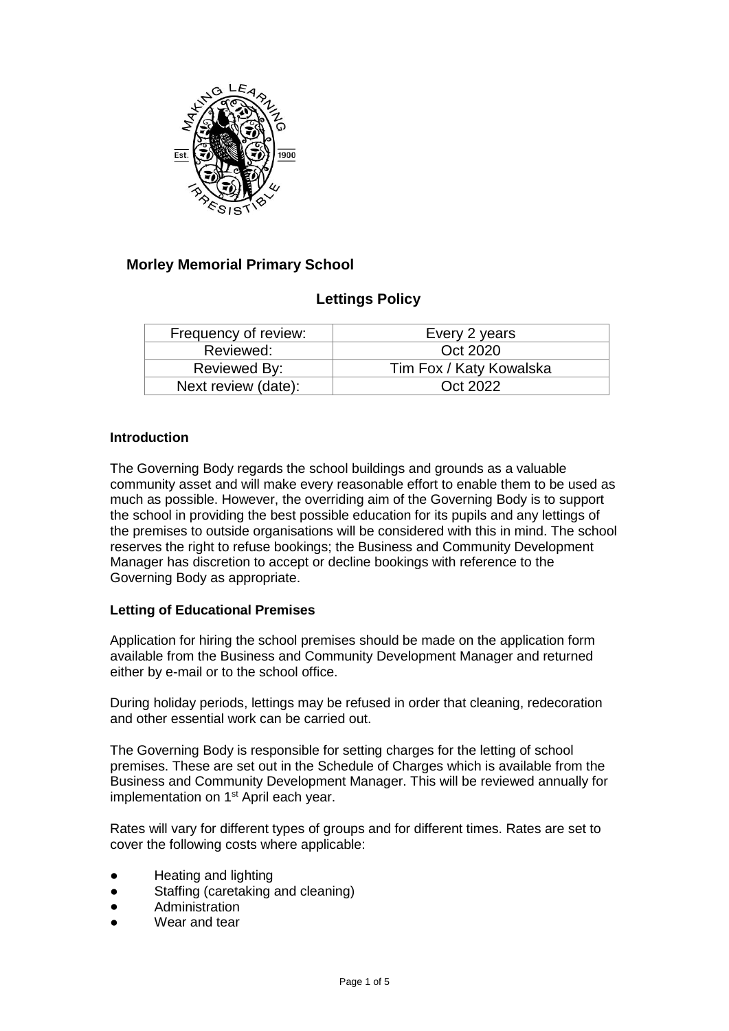# Morley Memorial Primary School

## Lettings Policy

| Frequency of review: | Every 2 years |
|---|---|
| Reviewed: | Oct 2020 |
| Reviewed By: | Tim Fox / Katy Kowalska |
| Next review (date): | Oct 2022 |

### Introduction

The Governing Body regards the school buildings and grounds as a valuable community asset and will make every reasonable effort to enable them to be used as much as possible. However, the overriding aim of the Governing Body is to support the school in providing the best possible education for its pupils and any lettings of the premises to outside organisations will be considered with this in mind. The school reserves the right to refuse bookings; the Business and Community Development Manager has discretion to accept or decline bookings with reference to the Governing Body as appropriate.

### Letting of Educational Premises

Application for hiring the school premises should be made on the application form available from the Business and Community Development Manager and returned either by e-mail or to the school office.

During holiday periods, lettings may be refused in order that cleaning, redecoration and other essential work can be carried out.

The Governing Body is responsible for setting charges for the letting of school premises. These are set out in the Schedule of Charges which is available from the Business and Community Development Manager. This will be reviewed annually for implementation on 1st April each year.

Rates will vary for different types of groups and for different times. Rates are set to cover the following costs where applicable:

- Heating and lighting
- Staffing (caretaking and cleaning)
- Administration
- Wear and tear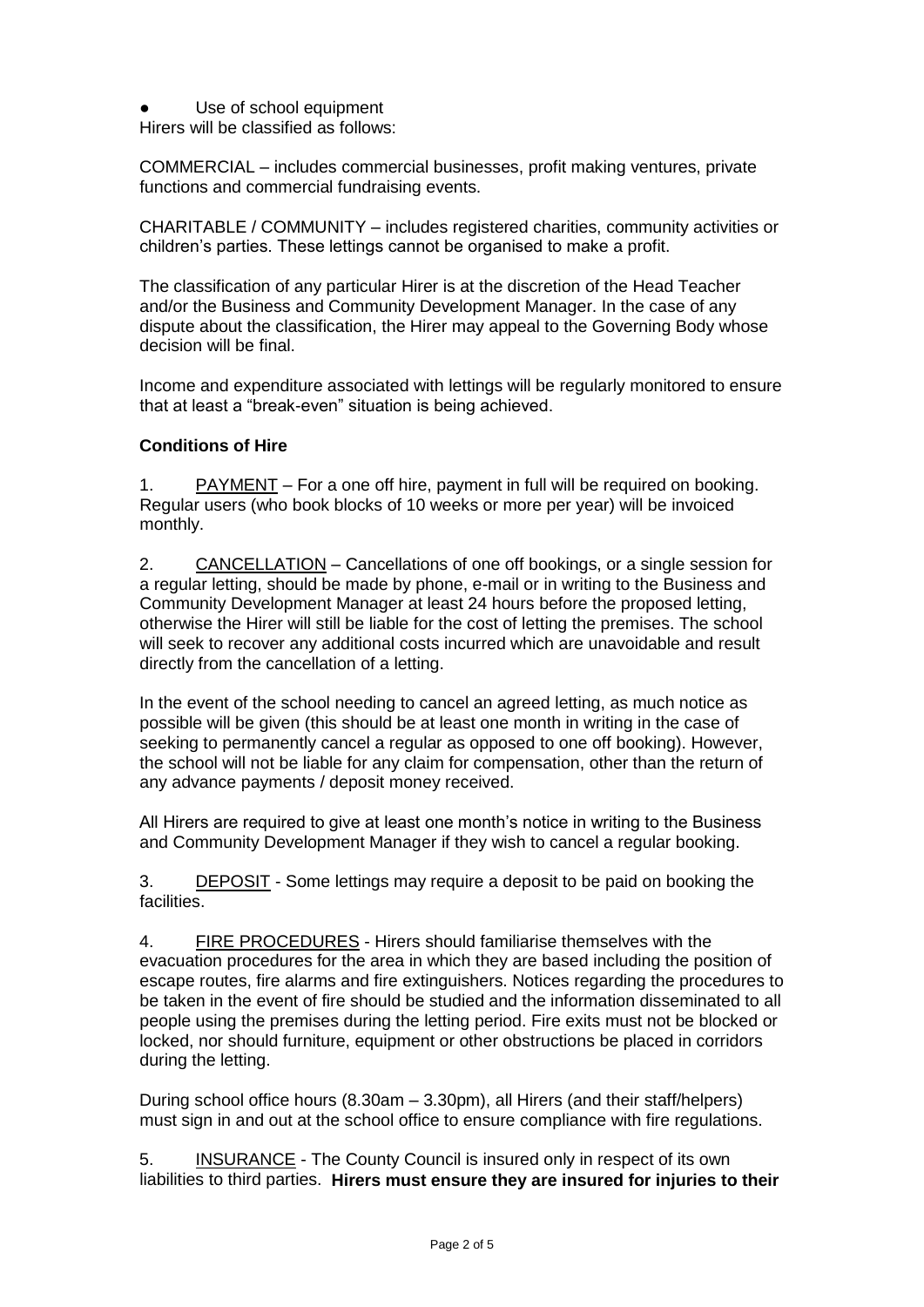- Use of school equipment

Hirers will be classified as follows:

COMMERCIAL – includes commercial businesses, profit making ventures, private functions and commercial fundraising events.

CHARITABLE / COMMUNITY – includes registered charities, community activities or children's parties. These lettings cannot be organised to make a profit.

The classification of any particular Hirer is at the discretion of the Head Teacher and/or the Business and Community Development Manager. In the case of any dispute about the classification, the Hirer may appeal to the Governing Body whose decision will be final.

Income and expenditure associated with lettings will be regularly monitored to ensure that at least a "break-even" situation is being achieved.

**Conditions of Hire**

1. PAYMENT – For a one off hire, payment in full will be required on booking. Regular users (who book blocks of 10 weeks or more per year) will be invoiced monthly.

2. CANCELLATION – Cancellations of one off bookings, or a single session for a regular letting, should be made by phone, e-mail or in writing to the Business and Community Development Manager at least 24 hours before the proposed letting, otherwise the Hirer will still be liable for the cost of letting the premises. The school will seek to recover any additional costs incurred which are unavoidable and result directly from the cancellation of a letting.

In the event of the school needing to cancel an agreed letting, as much notice as possible will be given (this should be at least one month in writing in the case of seeking to permanently cancel a regular as opposed to one off booking). However, the school will not be liable for any claim for compensation, other than the return of any advance payments / deposit money received.

All Hirers are required to give at least one month's notice in writing to the Business and Community Development Manager if they wish to cancel a regular booking.

3. DEPOSIT - Some lettings may require a deposit to be paid on booking the facilities.

4. FIRE PROCEDURES - Hirers should familiarise themselves with the evacuation procedures for the area in which they are based including the position of escape routes, fire alarms and fire extinguishers. Notices regarding the procedures to be taken in the event of fire should be studied and the information disseminated to all people using the premises during the letting period. Fire exits must not be blocked or locked, nor should furniture, equipment or other obstructions be placed in corridors during the letting.

During school office hours (8.30am – 3.30pm), all Hirers (and their staff/helpers) must sign in and out at the school office to ensure compliance with fire regulations.

5. INSURANCE - The County Council is insured only in respect of its own liabilities to third parties. **Hirers must ensure they are insured for injuries to their**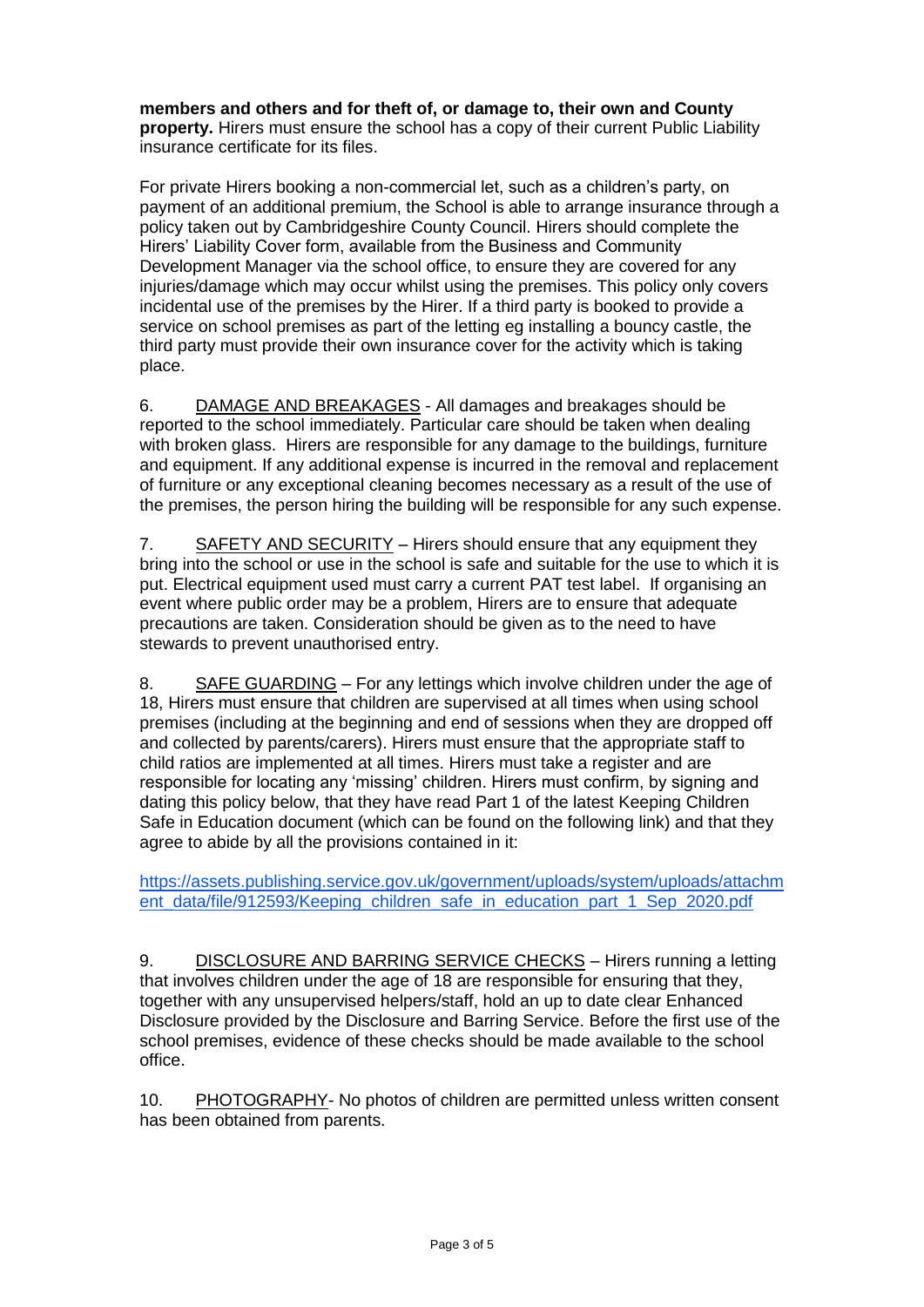**members and others and for theft of, or damage to, their own and County property.** Hirers must ensure the school has a copy of their current Public Liability insurance certificate for its files.

For private Hirers booking a non-commercial let, such as a children's party, on payment of an additional premium, the School is able to arrange insurance through a policy taken out by Cambridgeshire County Council. Hirers should complete the Hirers' Liability Cover form, available from the Business and Community Development Manager via the school office, to ensure they are covered for any injuries/damage which may occur whilst using the premises. This policy only covers incidental use of the premises by the Hirer. If a third party is booked to provide a service on school premises as part of the letting eg installing a bouncy castle, the third party must provide their own insurance cover for the activity which is taking place.

6. DAMAGE AND BREAKAGES - All damages and breakages should be reported to the school immediately. Particular care should be taken when dealing with broken glass. Hirers are responsible for any damage to the buildings, furniture and equipment. If any additional expense is incurred in the removal and replacement of furniture or any exceptional cleaning becomes necessary as a result of the use of the premises, the person hiring the building will be responsible for any such expense.

7. SAFETY AND SECURITY – Hirers should ensure that any equipment they bring into the school or use in the school is safe and suitable for the use to which it is put. Electrical equipment used must carry a current PAT test label. If organising an event where public order may be a problem, Hirers are to ensure that adequate precautions are taken. Consideration should be given as to the need to have stewards to prevent unauthorised entry.

8. SAFE GUARDING – For any lettings which involve children under the age of 18, Hirers must ensure that children are supervised at all times when using school premises (including at the beginning and end of sessions when they are dropped off and collected by parents/carers). Hirers must ensure that the appropriate staff to child ratios are implemented at all times. Hirers must take a register and are responsible for locating any 'missing' children. Hirers must confirm, by signing and dating this policy below, that they have read Part 1 of the latest Keeping Children Safe in Education document (which can be found on the following link) and that they agree to abide by all the provisions contained in it:

https://assets.publishing.service.gov.uk/government/uploads/system/uploads/attachment_data/file/912593/Keeping_children_safe_in_education_part_1_Sep_2020.pdf

9. DISCLOSURE AND BARRING SERVICE CHECKS – Hirers running a letting that involves children under the age of 18 are responsible for ensuring that they, together with any unsupervised helpers/staff, hold an up to date clear Enhanced Disclosure provided by the Disclosure and Barring Service. Before the first use of the school premises, evidence of these checks should be made available to the school office.

10. PHOTOGRAPHY- No photos of children are permitted unless written consent has been obtained from parents.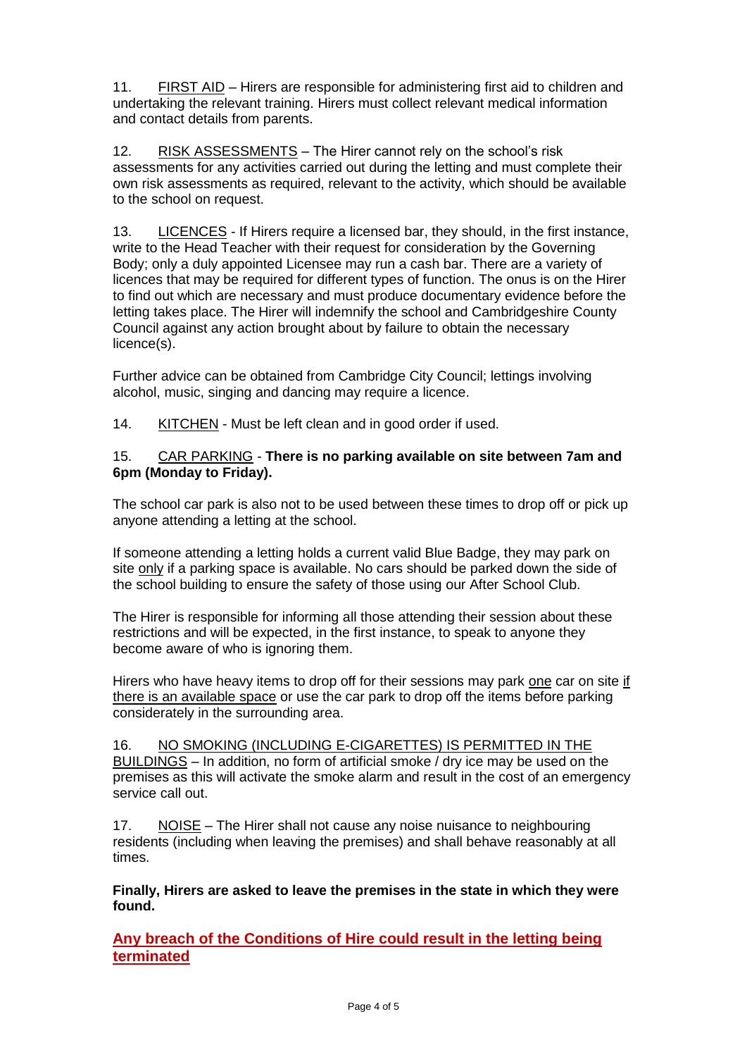11. FIRST AID – Hirers are responsible for administering first aid to children and undertaking the relevant training. Hirers must collect relevant medical information and contact details from parents.

12. RISK ASSESSMENTS – The Hirer cannot rely on the school's risk assessments for any activities carried out during the letting and must complete their own risk assessments as required, relevant to the activity, which should be available to the school on request.

13. LICENCES - If Hirers require a licensed bar, they should, in the first instance, write to the Head Teacher with their request for consideration by the Governing Body; only a duly appointed Licensee may run a cash bar. There are a variety of licences that may be required for different types of function. The onus is on the Hirer to find out which are necessary and must produce documentary evidence before the letting takes place. The Hirer will indemnify the school and Cambridgeshire County Council against any action brought about by failure to obtain the necessary licence(s).

Further advice can be obtained from Cambridge City Council; lettings involving alcohol, music, singing and dancing may require a licence.

14. KITCHEN - Must be left clean and in good order if used.

15. CAR PARKING - **There is no parking available on site between 7am and 6pm (Monday to Friday).**

The school car park is also not to be used between these times to drop off or pick up anyone attending a letting at the school.

If someone attending a letting holds a current valid Blue Badge, they may park on site only if a parking space is available. No cars should be parked down the side of the school building to ensure the safety of those using our After School Club.

The Hirer is responsible for informing all those attending their session about these restrictions and will be expected, in the first instance, to speak to anyone they become aware of who is ignoring them.

Hirers who have heavy items to drop off for their sessions may park one car on site if there is an available space or use the car park to drop off the items before parking considerately in the surrounding area.

16. NO SMOKING (INCLUDING E-CIGARETTES) IS PERMITTED IN THE BUILDINGS – In addition, no form of artificial smoke / dry ice may be used on the premises as this will activate the smoke alarm and result in the cost of an emergency service call out.

17. NOISE – The Hirer shall not cause any noise nuisance to neighbouring residents (including when leaving the premises) and shall behave reasonably at all times.

**Finally, Hirers are asked to leave the premises in the state in which they were found.**

**Any breach of the Conditions of Hire could result in the letting being terminated**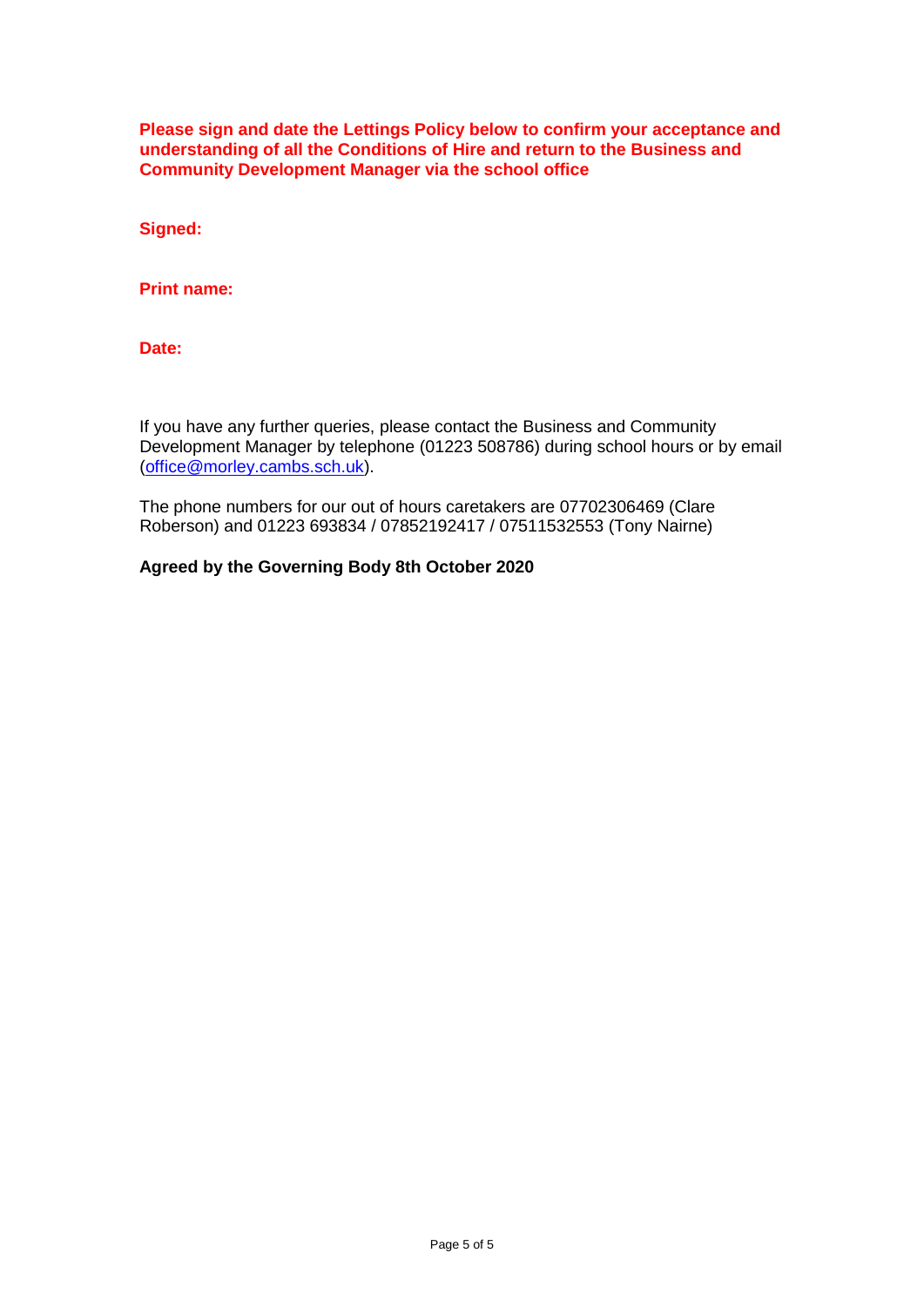**Please sign and date the Lettings Policy below to confirm your acceptance and understanding of all the Conditions of Hire and return to the Business and Community Development Manager via the school office**

**Signed:**

**Print name:**

**Date:**

If you have any further queries, please contact the Business and Community Development Manager by telephone (01223 508786) during school hours or by email (office@morley.cambs.sch.uk).

The phone numbers for our out of hours caretakers are 07702306469 (Clare Roberson) and 01223 693834 / 07852192417 / 07511532553 (Tony Nairne)

**Agreed by the Governing Body 8th October 2020**